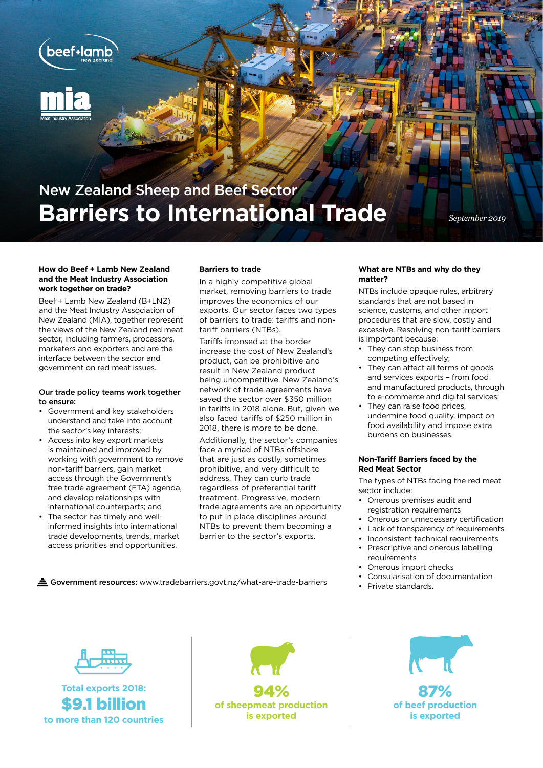beef+lamb new zealand

mia Meat Industry Association

## New Zealand Sheep and Beef Sector

# Barriers to International Trade

*September 2019*

### How do Beef + Lamb New Zealand and the Meat Industry Association work together on trade?

Beef + Lamb New Zealand (B+LNZ) and the Meat Industry Association of New Zealand (MIA), together represent the views of the New Zealand red meat sector, including farmers, processors, marketers and exporters and are the interface between the sector and government on red meat issues.

### Our trade policy teams work together to ensure:

- Government and key stakeholders understand and take into account the sector's key interests;
- Access into key export markets is maintained and improved by working with government to remove non-tariff barriers, gain market access through the Government's free trade agreement (FTA) agenda, and develop relationships with international counterparts; and
- The sector has timely and well-informed insights into international trade developments, trends, market access priorities and opportunities.

### Barriers to trade

In a highly competitive global market, removing barriers to trade improves the economics of our exports. Our sector faces two types of barriers to trade: tariffs and non-tariff barriers (NTBs).

Tariffs imposed at the border increase the cost of New Zealand's product, can be prohibitive and result in New Zealand product being uncompetitive. New Zealand's network of trade agreements have saved the sector over $350 million in tariffs in 2018 alone. But, given we also faced tariffs of $250 million in 2018, there is more to be done.

Additionally, the sector's companies face a myriad of NTBs offshore that are just as costly, sometimes prohibitive, and very difficult to address. They can curb trade regardless of preferential tariff treatment. Progressive, modern trade agreements are an opportunity to put in place disciplines around NTBs to prevent them becoming a barrier to the sector's exports.

### What are NTBs and why do they matter?

NTBs include opaque rules, arbitrary standards that are not based in science, customs, and other import procedures that are slow, costly and excessive. Resolving non-tariff barriers is important because:

- They can stop business from competing effectively;
- They can affect all forms of goods and services exports – from food and manufactured products, through to e-commerce and digital services;
- They can raise food prices, undermine food quality, impact on food availability and impose extra burdens on businesses.

### Non-Tariff Barriers faced by the Red Meat Sector

The types of NTBs facing the red meat sector include:

- Onerous premises audit and registration requirements
- Onerous or unnecessary certification
- Lack of transparency of requirements
- Inconsistent technical requirements
- Prescriptive and onerous labelling requirements
- Onerous import checks
- Consularisation of documentation
- Private standards.

**Government resources:** www.tradebarriers.govt.nz/what-are-trade-barriers

**Total exports 2018: $9.1 billion** to more than 120 countries

**94%** of sheepmeat production is exported

**87%** of beef production is exported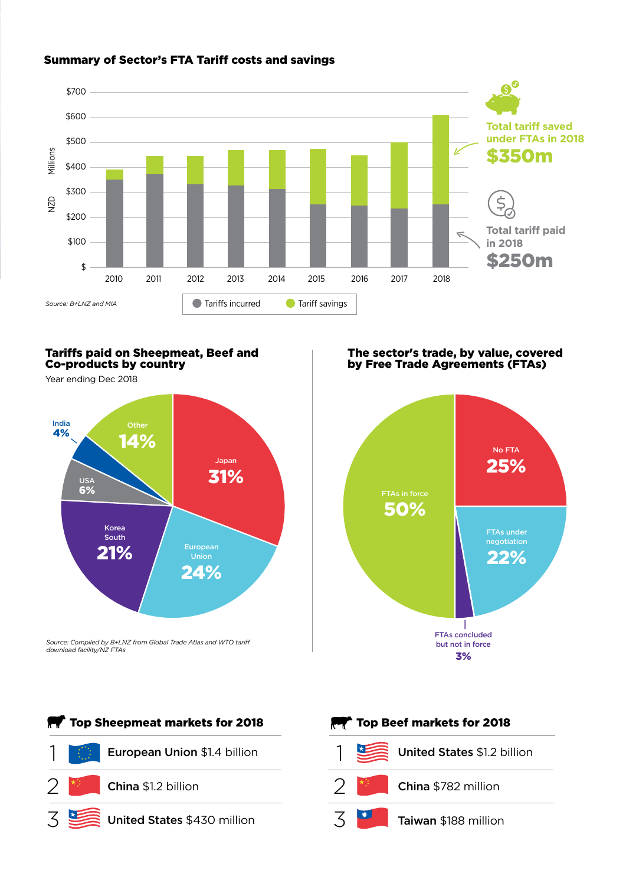## Summary of Sector's FTA Tariff costs and savings

NZD Millions

$700
$600
$500
$400
$300
$200
$100
$

2010 2011 2012 2013 2014 2015 2016 2017 2018

Total tariff saved under FTAs in 2018
**$350m**

Total tariff paid in 2018
**$250m**

*Source: B+LNZ and MIA*

Tariffs incurred
Tariff savings

## Tariffs paid on Sheepmeat, Beef and Co-products by country

Year ending Dec 2018

Japan **31%**
European Union **24%**
Korea South **21%**
USA **6%**
India **4%**
Other **14%**

*Source: Compiled by B+LNZ from Global Trade Atlas and WTO tariff download facility/NZ FTAs*

## The sector's trade, by value, covered by Free Trade Agreements (FTAs)

FTAs in force **50%**
No FTA **25%**
FTAs under negotiation **22%**
FTAs concluded but not in force **3%**

## Top Sheepmeat markets for 2018

| | |
|---|---|
| 1 | **European Union** $1.4 billion |
| 2 | **China** $1.2 billion |
| 3 | **United States** $430 million |

## Top Beef markets for 2018

| | |
|---|---|
| 1 | **United States** $1.2 billion |
| 2 | **China** $782 million |
| 3 | **Taiwan** $188 million |